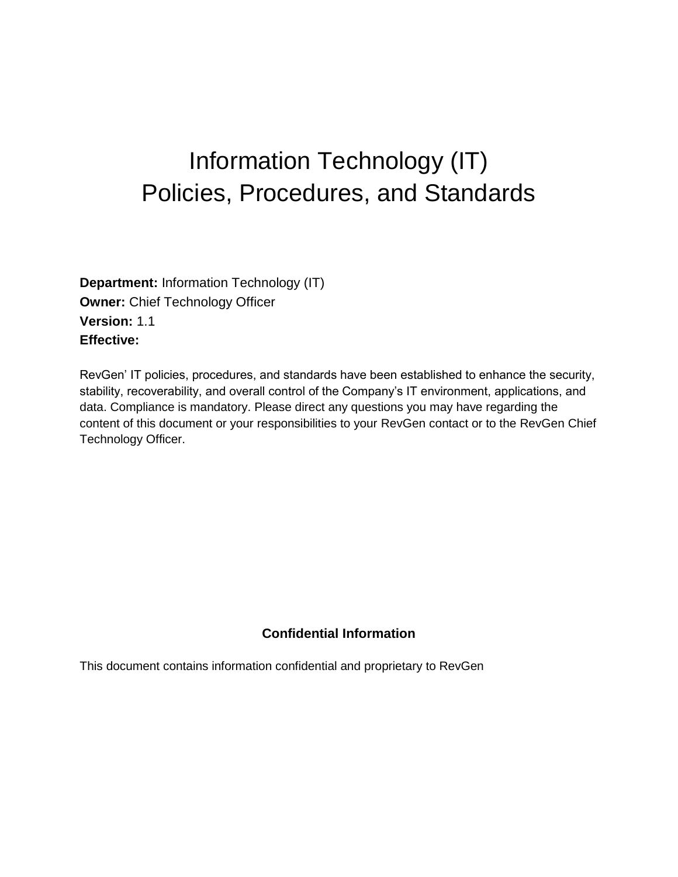# Information Technology (IT) Policies, Procedures, and Standards

**Department:** Information Technology (IT)
**Owner:** Chief Technology Officer
**Version:** 1.1
**Effective:**

RevGen' IT policies, procedures, and standards have been established to enhance the security, stability, recoverability, and overall control of the Company's IT environment, applications, and data. Compliance is mandatory. Please direct any questions you may have regarding the content of this document or your responsibilities to your RevGen contact or to the RevGen Chief Technology Officer.

**Confidential Information**

This document contains information confidential and proprietary to RevGen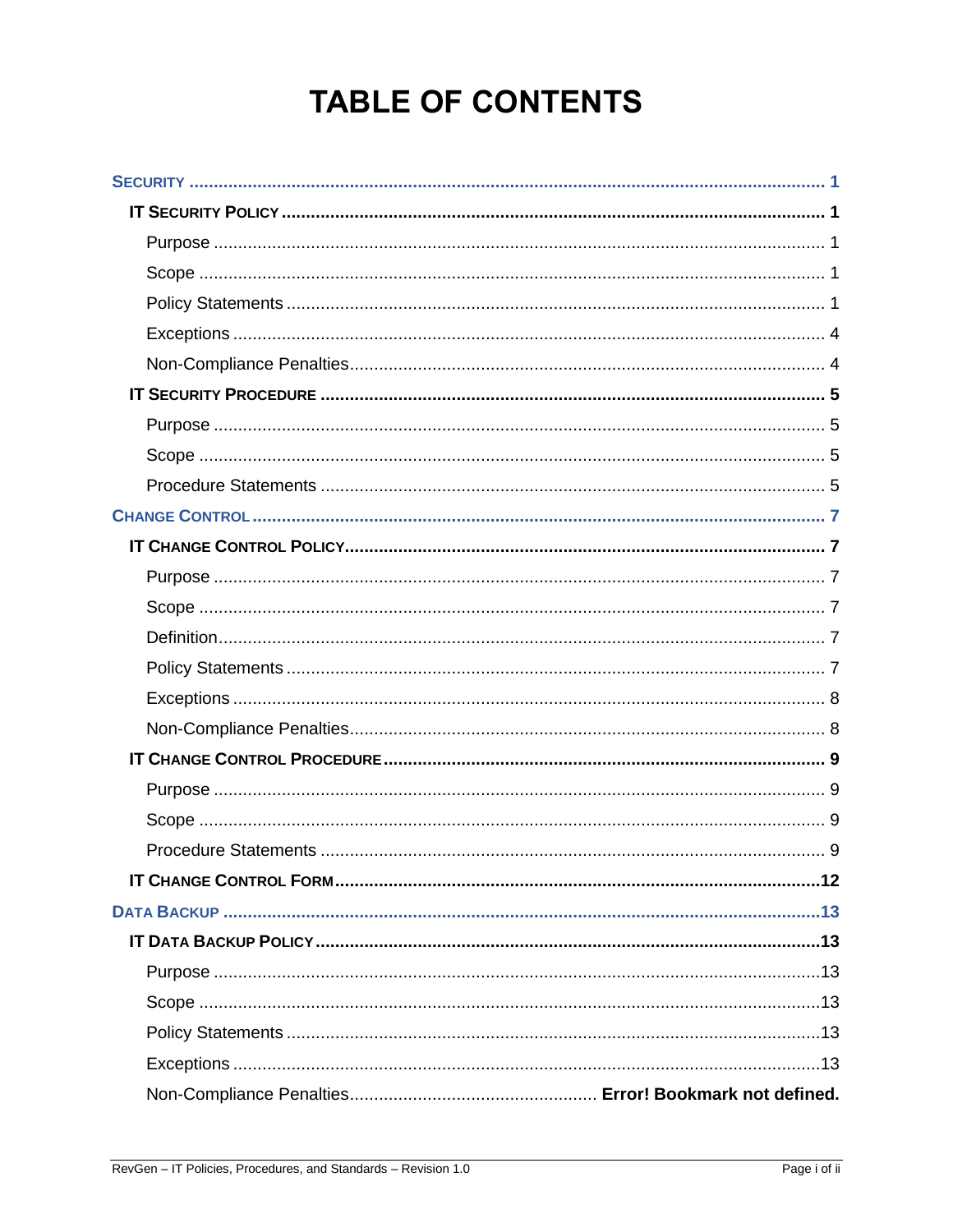# TABLE OF CONTENTS

- **SECURITY** ..... 1
  - **IT SECURITY POLICY** ..... 1
    - Purpose ..... 1
    - Scope ..... 1
    - Policy Statements ..... 1
    - Exceptions ..... 4
    - Non-Compliance Penalties ..... 4
  - **IT SECURITY PROCEDURE** ..... 5
    - Purpose ..... 5
    - Scope ..... 5
    - Procedure Statements ..... 5
- **CHANGE CONTROL** ..... 7
  - **IT CHANGE CONTROL POLICY** ..... 7
    - Purpose ..... 7
    - Scope ..... 7
    - Definition ..... 7
    - Policy Statements ..... 7
    - Exceptions ..... 8
    - Non-Compliance Penalties ..... 8
  - **IT CHANGE CONTROL PROCEDURE** ..... 9
    - Purpose ..... 9
    - Scope ..... 9
    - Procedure Statements ..... 9
  - **IT CHANGE CONTROL FORM** ..... 12
- **DATA BACKUP** ..... 13
  - **IT DATA BACKUP POLICY** ..... 13
    - Purpose ..... 13
    - Scope ..... 13
    - Policy Statements ..... 13
    - Exceptions ..... 13
    - Non-Compliance Penalties ..... **Error! Bookmark not defined.**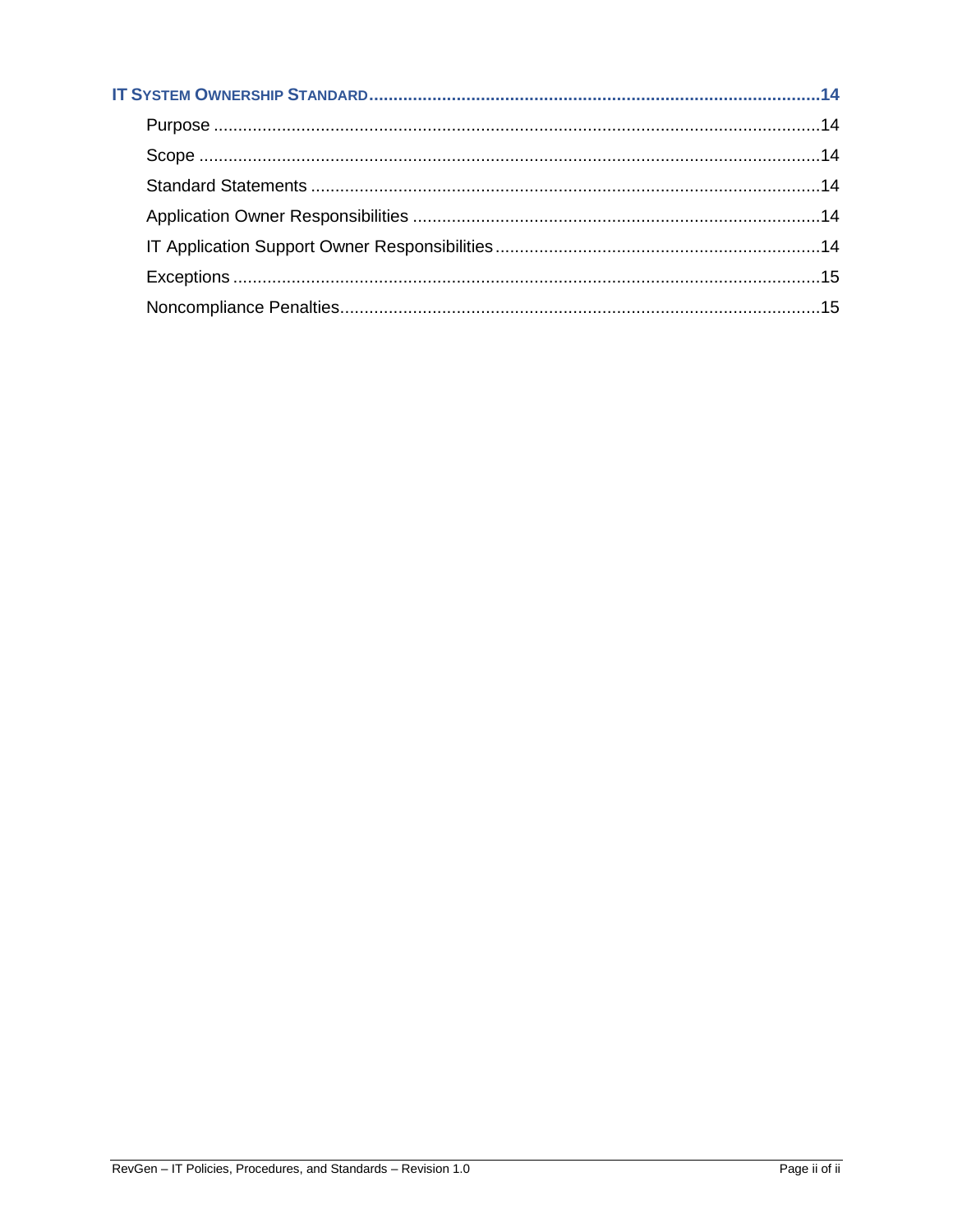**IT SYSTEM OWNERSHIP STANDARD** ........ 14

- Purpose ........ 14
- Scope ........ 14
- Standard Statements ........ 14
- Application Owner Responsibilities ........ 14
- IT Application Support Owner Responsibilities ........ 14
- Exceptions ........ 15
- Noncompliance Penalties ........ 15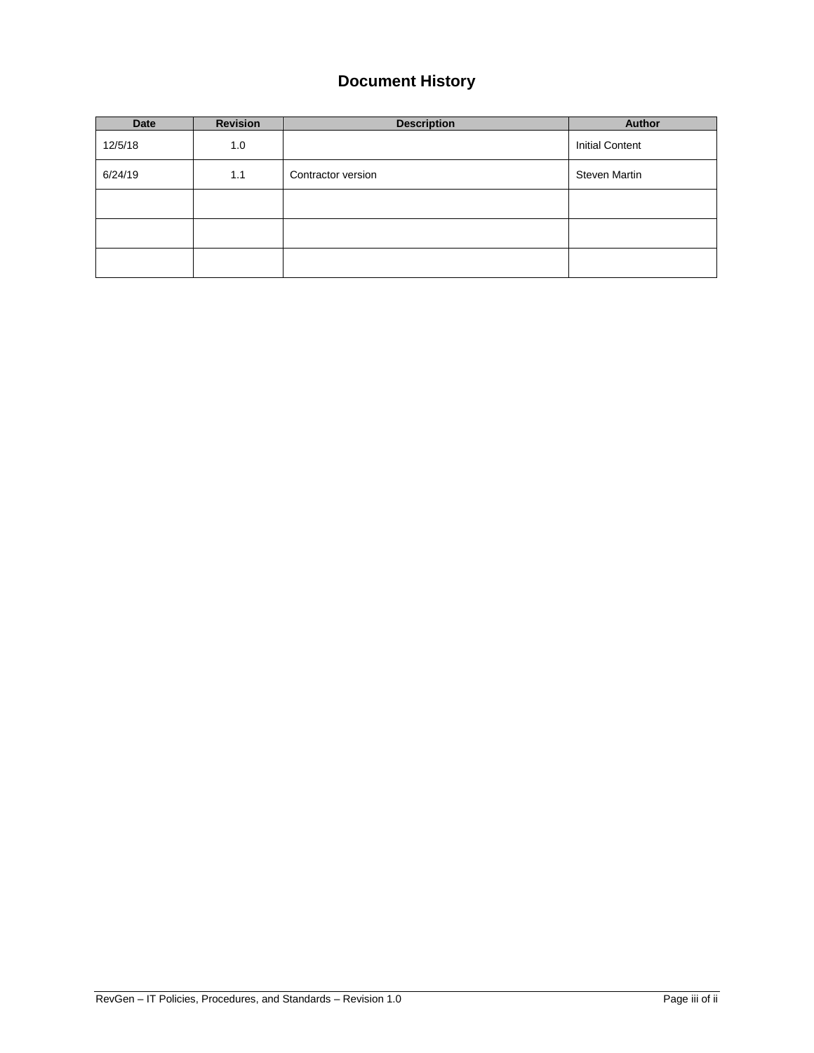# Document History

| Date | Revision | Description | Author |
|---|---|---|---|
| 12/5/18 | 1.0 | | Initial Content |
| 6/24/19 | 1.1 | Contractor version | Steven Martin |
| | | | |
| | | | |
| | | | |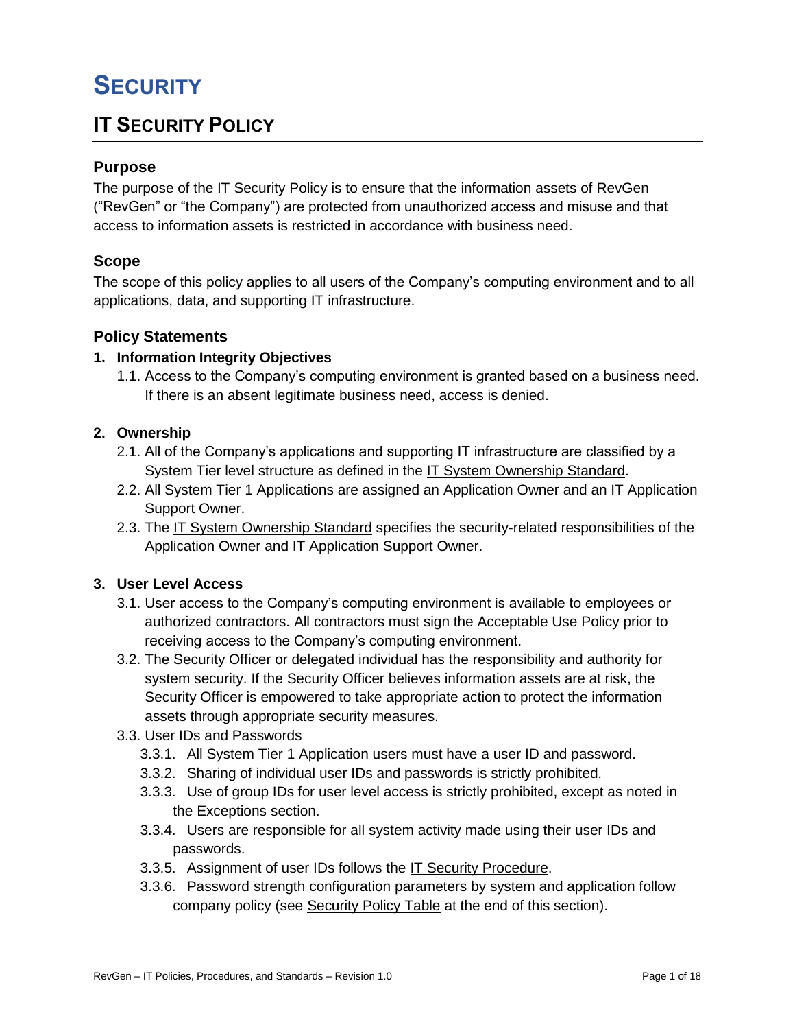# SECURITY

## IT SECURITY POLICY

### Purpose

The purpose of the IT Security Policy is to ensure that the information assets of RevGen ("RevGen" or "the Company") are protected from unauthorized access and misuse and that access to information assets is restricted in accordance with business need.

### Scope

The scope of this policy applies to all users of the Company's computing environment and to all applications, data, and supporting IT infrastructure.

### Policy Statements

**1. Information Integrity Objectives**

1.1. Access to the Company's computing environment is granted based on a business need. If there is an absent legitimate business need, access is denied.

**2. Ownership**

2.1. All of the Company's applications and supporting IT infrastructure are classified by a System Tier level structure as defined in the IT System Ownership Standard.

2.2. All System Tier 1 Applications are assigned an Application Owner and an IT Application Support Owner.

2.3. The IT System Ownership Standard specifies the security-related responsibilities of the Application Owner and IT Application Support Owner.

**3. User Level Access**

3.1. User access to the Company's computing environment is available to employees or authorized contractors. All contractors must sign the Acceptable Use Policy prior to receiving access to the Company's computing environment.

3.2. The Security Officer or delegated individual has the responsibility and authority for system security. If the Security Officer believes information assets are at risk, the Security Officer is empowered to take appropriate action to protect the information assets through appropriate security measures.

3.3. User IDs and Passwords

3.3.1. All System Tier 1 Application users must have a user ID and password.

3.3.2. Sharing of individual user IDs and passwords is strictly prohibited.

3.3.3. Use of group IDs for user level access is strictly prohibited, except as noted in the Exceptions section.

3.3.4. Users are responsible for all system activity made using their user IDs and passwords.

3.3.5. Assignment of user IDs follows the IT Security Procedure.

3.3.6. Password strength configuration parameters by system and application follow company policy (see Security Policy Table at the end of this section).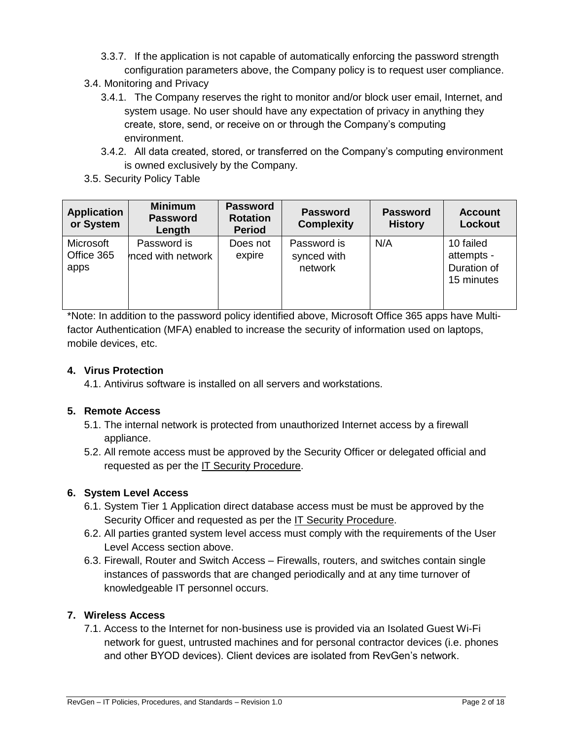3.3.7. If the application is not capable of automatically enforcing the password strength configuration parameters above, the Company policy is to request user compliance.

3.4. Monitoring and Privacy

3.4.1. The Company reserves the right to monitor and/or block user email, Internet, and system usage. No user should have any expectation of privacy in anything they create, store, send, or receive on or through the Company's computing environment.

3.4.2. All data created, stored, or transferred on the Company's computing environment is owned exclusively by the Company.

3.5. Security Policy Table

| Application or System | Minimum Password Length | Password Rotation Period | Password Complexity | Password History | Account Lockout |
|---|---|---|---|---|---|
| Microsoft Office 365 apps | Password is synced with network | Does not expire | Password is synced with network | N/A | 10 failed attempts - Duration of 15 minutes |

*Note: In addition to the password policy identified above, Microsoft Office 365 apps have Multi-factor Authentication (MFA) enabled to increase the security of information used on laptops, mobile devices, etc.

## 4. Virus Protection

4.1. Antivirus software is installed on all servers and workstations.

## 5. Remote Access

5.1. The internal network is protected from unauthorized Internet access by a firewall appliance.

5.2. All remote access must be approved by the Security Officer or delegated official and requested as per the IT Security Procedure.

## 6. System Level Access

6.1. System Tier 1 Application direct database access must be must be approved by the Security Officer and requested as per the IT Security Procedure.

6.2. All parties granted system level access must comply with the requirements of the User Level Access section above.

6.3. Firewall, Router and Switch Access – Firewalls, routers, and switches contain single instances of passwords that are changed periodically and at any time turnover of knowledgeable IT personnel occurs.

## 7. Wireless Access

7.1. Access to the Internet for non-business use is provided via an Isolated Guest Wi-Fi network for guest, untrusted machines and for personal contractor devices (i.e. phones and other BYOD devices). Client devices are isolated from RevGen's network.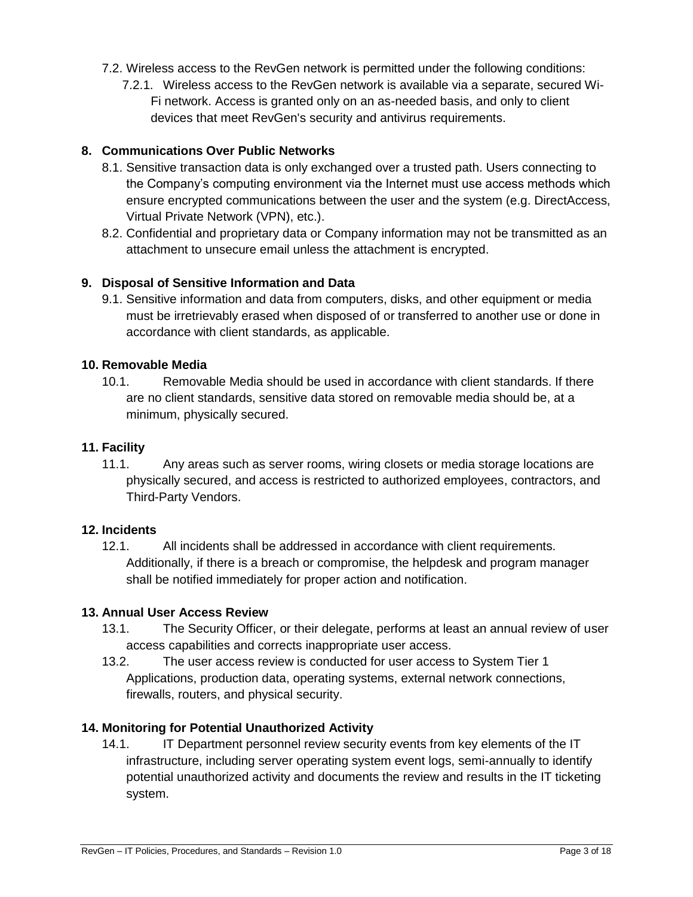7.2. Wireless access to the RevGen network is permitted under the following conditions:

7.2.1. Wireless access to the RevGen network is available via a separate, secured Wi-Fi network. Access is granted only on an as-needed basis, and only to client devices that meet RevGen's security and antivirus requirements.

## 8. Communications Over Public Networks

8.1. Sensitive transaction data is only exchanged over a trusted path. Users connecting to the Company's computing environment via the Internet must use access methods which ensure encrypted communications between the user and the system (e.g. DirectAccess, Virtual Private Network (VPN), etc.).

8.2. Confidential and proprietary data or Company information may not be transmitted as an attachment to unsecure email unless the attachment is encrypted.

## 9. Disposal of Sensitive Information and Data

9.1. Sensitive information and data from computers, disks, and other equipment or media must be irretrievably erased when disposed of or transferred to another use or done in accordance with client standards, as applicable.

## 10. Removable Media

10.1. Removable Media should be used in accordance with client standards. If there are no client standards, sensitive data stored on removable media should be, at a minimum, physically secured.

## 11. Facility

11.1. Any areas such as server rooms, wiring closets or media storage locations are physically secured, and access is restricted to authorized employees, contractors, and Third-Party Vendors.

## 12. Incidents

12.1. All incidents shall be addressed in accordance with client requirements. Additionally, if there is a breach or compromise, the helpdesk and program manager shall be notified immediately for proper action and notification.

## 13. Annual User Access Review

13.1. The Security Officer, or their delegate, performs at least an annual review of user access capabilities and corrects inappropriate user access.

13.2. The user access review is conducted for user access to System Tier 1 Applications, production data, operating systems, external network connections, firewalls, routers, and physical security.

## 14. Monitoring for Potential Unauthorized Activity

14.1. IT Department personnel review security events from key elements of the IT infrastructure, including server operating system event logs, semi-annually to identify potential unauthorized activity and documents the review and results in the IT ticketing system.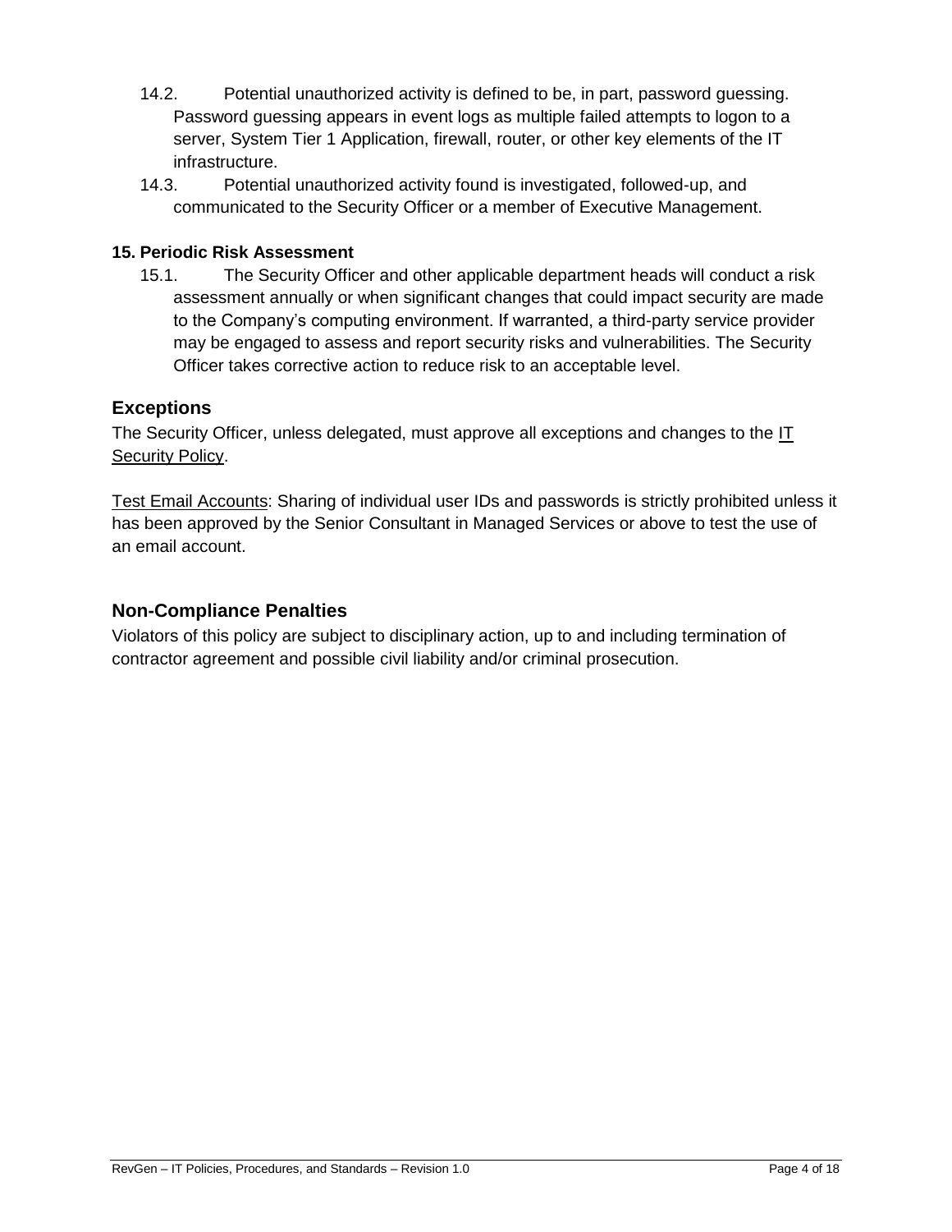14.2. Potential unauthorized activity is defined to be, in part, password guessing. Password guessing appears in event logs as multiple failed attempts to logon to a server, System Tier 1 Application, firewall, router, or other key elements of the IT infrastructure.

14.3. Potential unauthorized activity found is investigated, followed-up, and communicated to the Security Officer or a member of Executive Management.

**15. Periodic Risk Assessment**

15.1. The Security Officer and other applicable department heads will conduct a risk assessment annually or when significant changes that could impact security are made to the Company's computing environment. If warranted, a third-party service provider may be engaged to assess and report security risks and vulnerabilities. The Security Officer takes corrective action to reduce risk to an acceptable level.

## Exceptions

The Security Officer, unless delegated, must approve all exceptions and changes to the IT Security Policy.

Test Email Accounts: Sharing of individual user IDs and passwords is strictly prohibited unless it has been approved by the Senior Consultant in Managed Services or above to test the use of an email account.

## Non-Compliance Penalties

Violators of this policy are subject to disciplinary action, up to and including termination of contractor agreement and possible civil liability and/or criminal prosecution.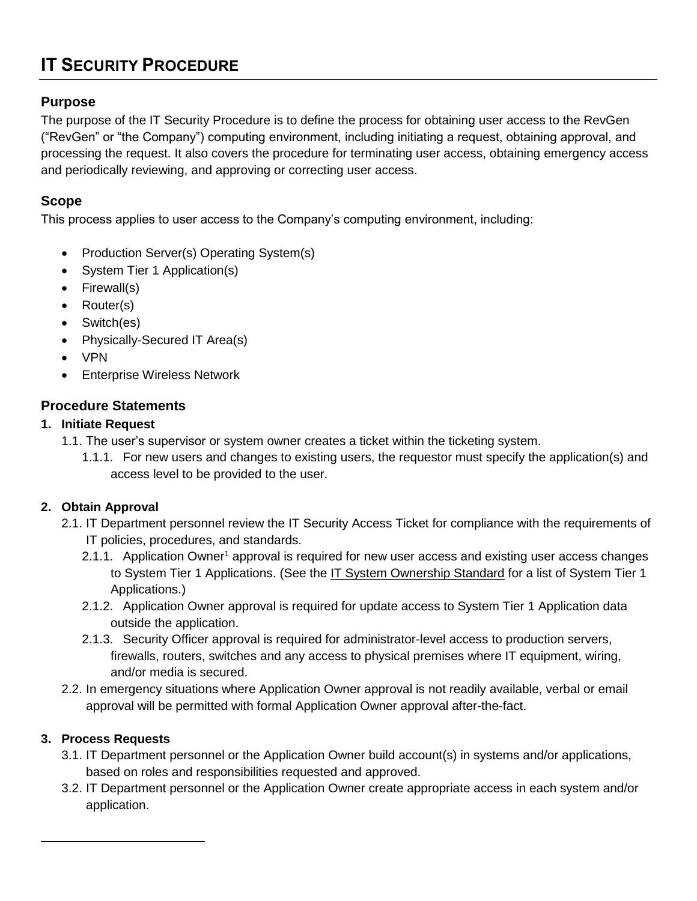# IT SECURITY PROCEDURE

## Purpose

The purpose of the IT Security Procedure is to define the process for obtaining user access to the RevGen ("RevGen" or "the Company") computing environment, including initiating a request, obtaining approval, and processing the request. It also covers the procedure for terminating user access, obtaining emergency access and periodically reviewing, and approving or correcting user access.

## Scope

This process applies to user access to the Company's computing environment, including:

- Production Server(s) Operating System(s)
- System Tier 1 Application(s)
- Firewall(s)
- Router(s)
- Switch(es)
- Physically-Secured IT Area(s)
- VPN
- Enterprise Wireless Network

## Procedure Statements

**1. Initiate Request**

1.1. The user's supervisor or system owner creates a ticket within the ticketing system.

1.1.1. For new users and changes to existing users, the requestor must specify the application(s) and access level to be provided to the user.

**2. Obtain Approval**

2.1. IT Department personnel review the IT Security Access Ticket for compliance with the requirements of IT policies, procedures, and standards.

2.1.1. Application Owner[1] approval is required for new user access and existing user access changes to System Tier 1 Applications. (See the IT System Ownership Standard for a list of System Tier 1 Applications.)

2.1.2. Application Owner approval is required for update access to System Tier 1 Application data outside the application.

2.1.3. Security Officer approval is required for administrator-level access to production servers, firewalls, routers, switches and any access to physical premises where IT equipment, wiring, and/or media is secured.

2.2. In emergency situations where Application Owner approval is not readily available, verbal or email approval will be permitted with formal Application Owner approval after-the-fact.

**3. Process Requests**

3.1. IT Department personnel or the Application Owner build account(s) in systems and/or applications, based on roles and responsibilities requested and approved.

3.2. IT Department personnel or the Application Owner create appropriate access in each system and/or application.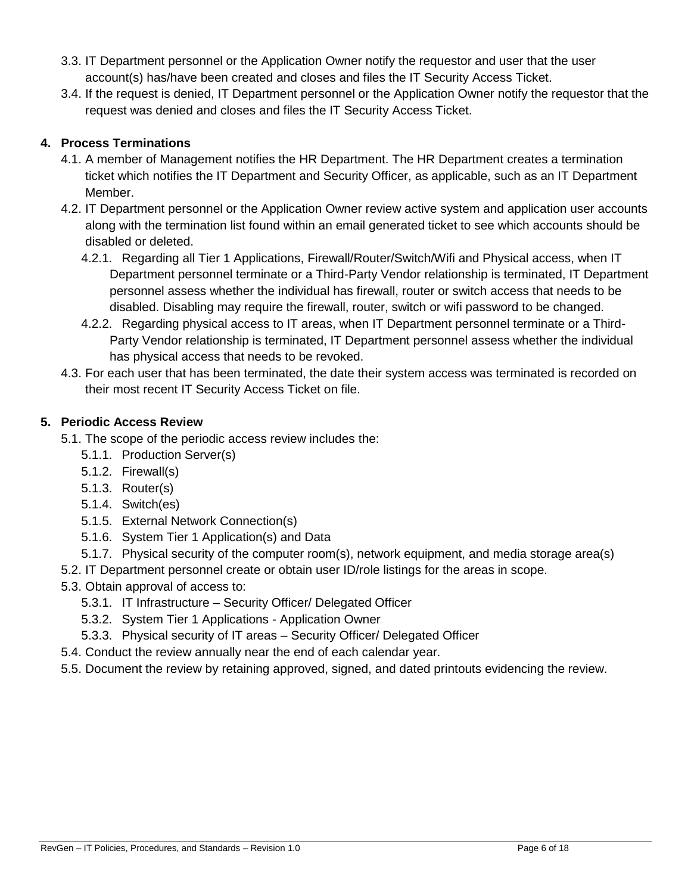3.3. IT Department personnel or the Application Owner notify the requestor and user that the user account(s) has/have been created and closes and files the IT Security Access Ticket.

3.4. If the request is denied, IT Department personnel or the Application Owner notify the requestor that the request was denied and closes and files the IT Security Access Ticket.

**4. Process Terminations**

4.1. A member of Management notifies the HR Department. The HR Department creates a termination ticket which notifies the IT Department and Security Officer, as applicable, such as an IT Department Member.

4.2. IT Department personnel or the Application Owner review active system and application user accounts along with the termination list found within an email generated ticket to see which accounts should be disabled or deleted.

4.2.1. Regarding all Tier 1 Applications, Firewall/Router/Switch/Wifi and Physical access, when IT Department personnel terminate or a Third-Party Vendor relationship is terminated, IT Department personnel assess whether the individual has firewall, router or switch access that needs to be disabled. Disabling may require the firewall, router, switch or wifi password to be changed.

4.2.2. Regarding physical access to IT areas, when IT Department personnel terminate or a Third-Party Vendor relationship is terminated, IT Department personnel assess whether the individual has physical access that needs to be revoked.

4.3. For each user that has been terminated, the date their system access was terminated is recorded on their most recent IT Security Access Ticket on file.

**5. Periodic Access Review**

5.1. The scope of the periodic access review includes the:

5.1.1. Production Server(s)

5.1.2. Firewall(s)

5.1.3. Router(s)

5.1.4. Switch(es)

5.1.5. External Network Connection(s)

5.1.6. System Tier 1 Application(s) and Data

5.1.7. Physical security of the computer room(s), network equipment, and media storage area(s)

5.2. IT Department personnel create or obtain user ID/role listings for the areas in scope.

5.3. Obtain approval of access to:

5.3.1. IT Infrastructure – Security Officer/ Delegated Officer

5.3.2. System Tier 1 Applications - Application Owner

5.3.3. Physical security of IT areas – Security Officer/ Delegated Officer

5.4. Conduct the review annually near the end of each calendar year.

5.5. Document the review by retaining approved, signed, and dated printouts evidencing the review.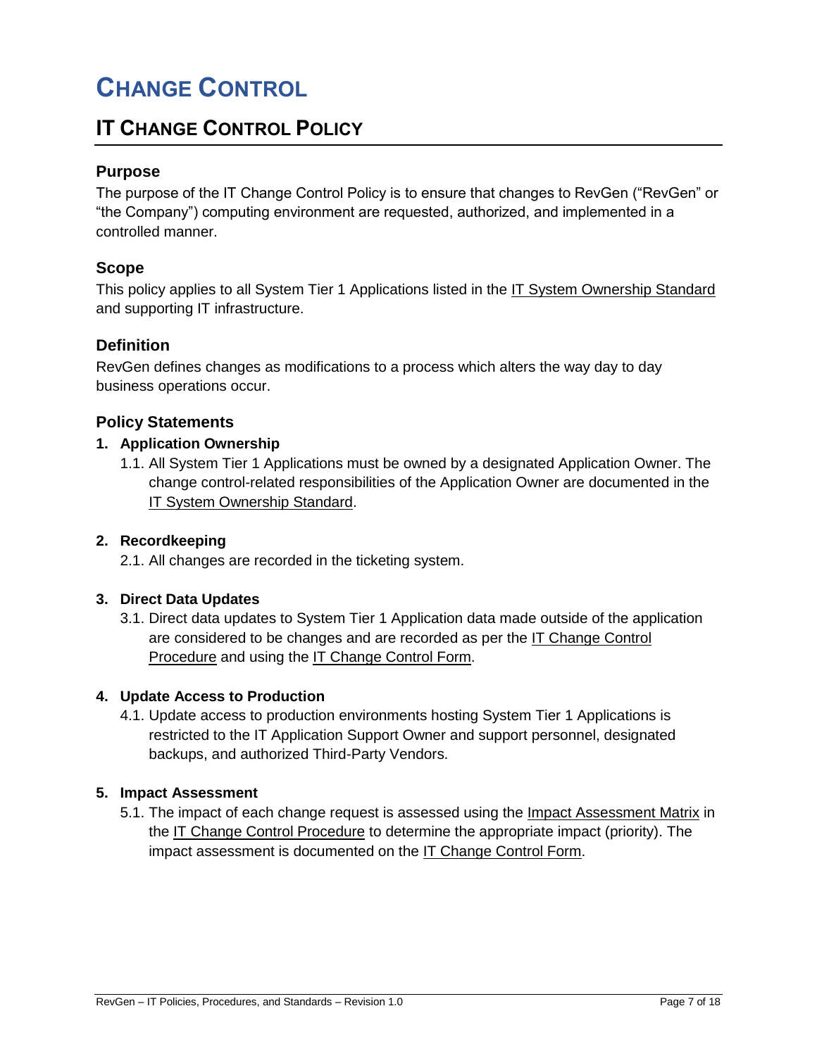# Change Control

## IT Change Control Policy

### Purpose

The purpose of the IT Change Control Policy is to ensure that changes to RevGen ("RevGen" or "the Company") computing environment are requested, authorized, and implemented in a controlled manner.

### Scope

This policy applies to all System Tier 1 Applications listed in the IT System Ownership Standard and supporting IT infrastructure.

### Definition

RevGen defines changes as modifications to a process which alters the way day to day business operations occur.

### Policy Statements

**1. Application Ownership**

1.1. All System Tier 1 Applications must be owned by a designated Application Owner. The change control-related responsibilities of the Application Owner are documented in the IT System Ownership Standard.

**2. Recordkeeping**

2.1. All changes are recorded in the ticketing system.

**3. Direct Data Updates**

3.1. Direct data updates to System Tier 1 Application data made outside of the application are considered to be changes and are recorded as per the IT Change Control Procedure and using the IT Change Control Form.

**4. Update Access to Production**

4.1. Update access to production environments hosting System Tier 1 Applications is restricted to the IT Application Support Owner and support personnel, designated backups, and authorized Third-Party Vendors.

**5. Impact Assessment**

5.1. The impact of each change request is assessed using the Impact Assessment Matrix in the IT Change Control Procedure to determine the appropriate impact (priority). The impact assessment is documented on the IT Change Control Form.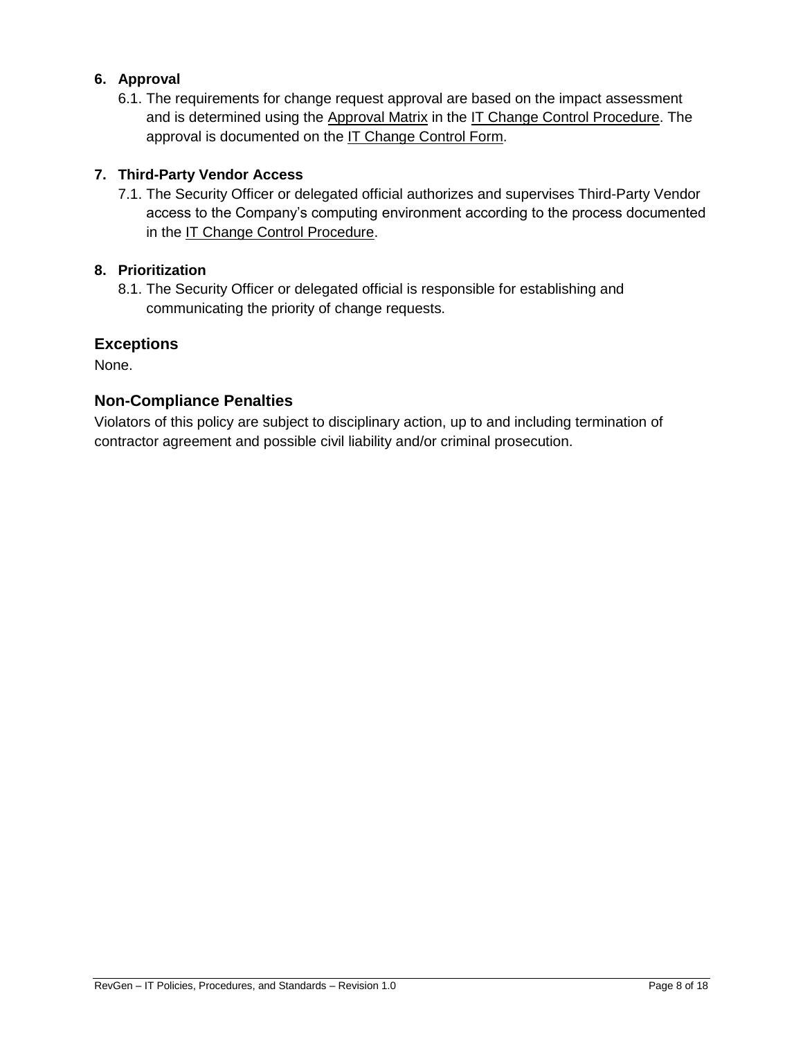6. **Approval**
   6.1. The requirements for change request approval are based on the impact assessment and is determined using the Approval Matrix in the IT Change Control Procedure. The approval is documented on the IT Change Control Form.

7. **Third-Party Vendor Access**
   7.1. The Security Officer or delegated official authorizes and supervises Third-Party Vendor access to the Company's computing environment according to the process documented in the IT Change Control Procedure.

8. **Prioritization**
   8.1. The Security Officer or delegated official is responsible for establishing and communicating the priority of change requests.

## Exceptions

None.

## Non-Compliance Penalties

Violators of this policy are subject to disciplinary action, up to and including termination of contractor agreement and possible civil liability and/or criminal prosecution.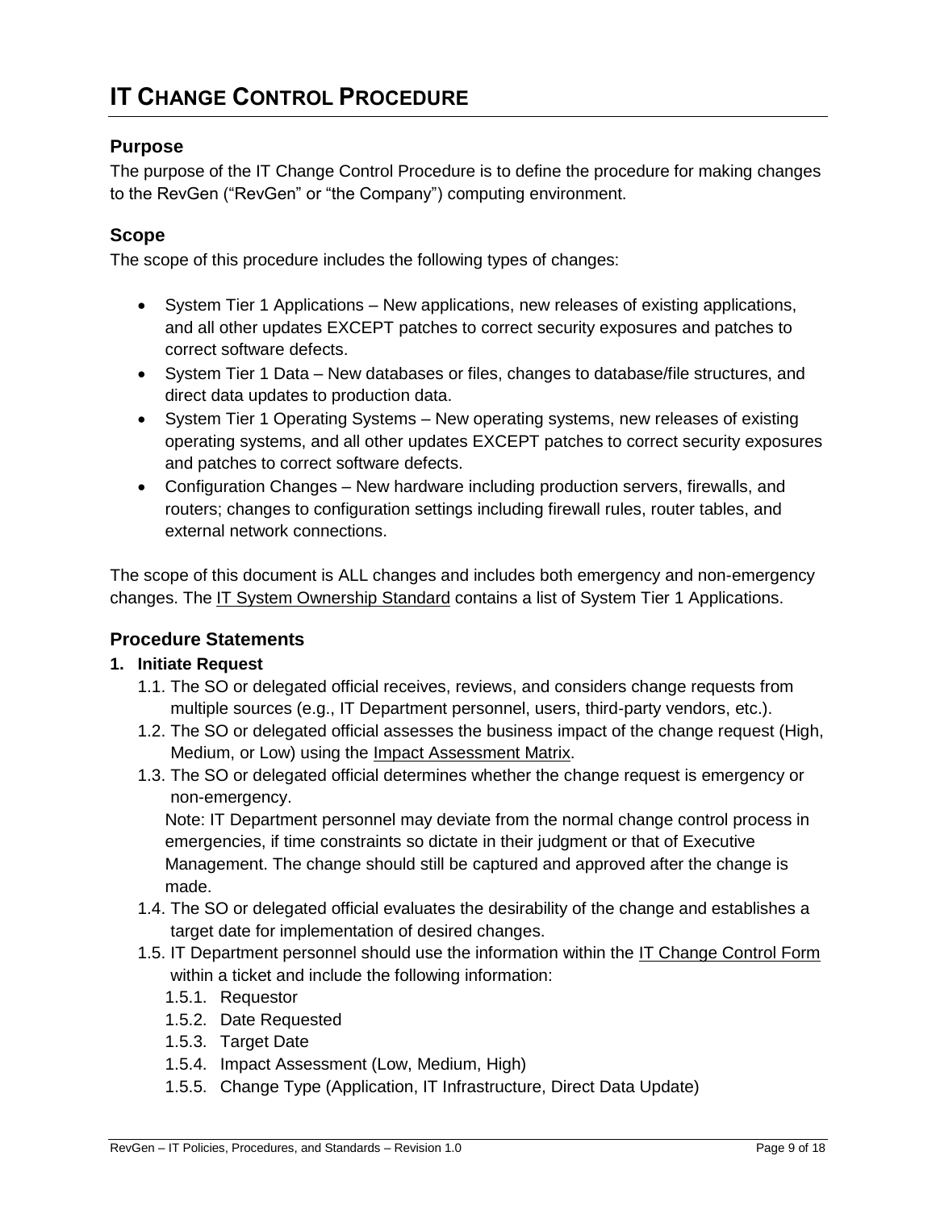# IT Change Control Procedure

## Purpose

The purpose of the IT Change Control Procedure is to define the procedure for making changes to the RevGen ("RevGen" or "the Company") computing environment.

## Scope

The scope of this procedure includes the following types of changes:

- System Tier 1 Applications – New applications, new releases of existing applications, and all other updates EXCEPT patches to correct security exposures and patches to correct software defects.
- System Tier 1 Data – New databases or files, changes to database/file structures, and direct data updates to production data.
- System Tier 1 Operating Systems – New operating systems, new releases of existing operating systems, and all other updates EXCEPT patches to correct security exposures and patches to correct software defects.
- Configuration Changes – New hardware including production servers, firewalls, and routers; changes to configuration settings including firewall rules, router tables, and external network connections.

The scope of this document is ALL changes and includes both emergency and non-emergency changes. The IT System Ownership Standard contains a list of System Tier 1 Applications.

## Procedure Statements

### 1. Initiate Request

1.1. The SO or delegated official receives, reviews, and considers change requests from multiple sources (e.g., IT Department personnel, users, third-party vendors, etc.).

1.2. The SO or delegated official assesses the business impact of the change request (High, Medium, or Low) using the Impact Assessment Matrix.

1.3. The SO or delegated official determines whether the change request is emergency or non-emergency.

Note: IT Department personnel may deviate from the normal change control process in emergencies, if time constraints so dictate in their judgment or that of Executive Management. The change should still be captured and approved after the change is made.

1.4. The SO or delegated official evaluates the desirability of the change and establishes a target date for implementation of desired changes.

1.5. IT Department personnel should use the information within the IT Change Control Form within a ticket and include the following information:

1.5.1. Requestor

1.5.2. Date Requested

1.5.3. Target Date

1.5.4. Impact Assessment (Low, Medium, High)

1.5.5. Change Type (Application, IT Infrastructure, Direct Data Update)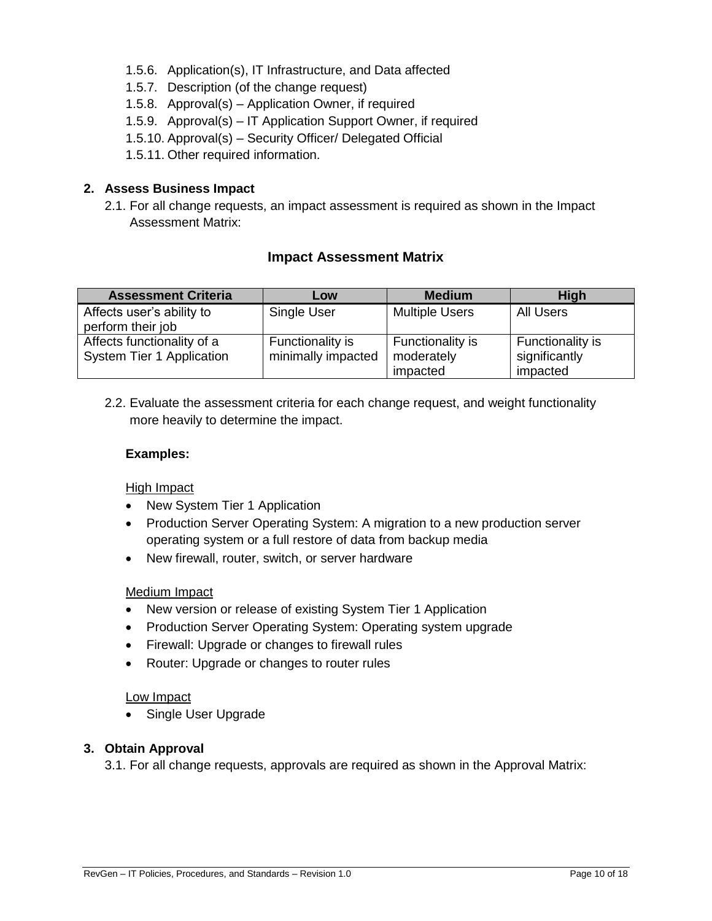1.5.6. Application(s), IT Infrastructure, and Data affected
1.5.7. Description (of the change request)
1.5.8. Approval(s) – Application Owner, if required
1.5.9. Approval(s) – IT Application Support Owner, if required
1.5.10. Approval(s) – Security Officer/ Delegated Official
1.5.11. Other required information.

**2. Assess Business Impact**

2.1. For all change requests, an impact assessment is required as shown in the Impact Assessment Matrix:

### Impact Assessment Matrix

| Assessment Criteria | Low | Medium | High |
|---|---|---|---|
| Affects user's ability to perform their job | Single User | Multiple Users | All Users |
| Affects functionality of a System Tier 1 Application | Functionality is minimally impacted | Functionality is moderately impacted | Functionality is significantly impacted |

2.2. Evaluate the assessment criteria for each change request, and weight functionality more heavily to determine the impact.

**Examples:**

High Impact

- New System Tier 1 Application
- Production Server Operating System: A migration to a new production server operating system or a full restore of data from backup media
- New firewall, router, switch, or server hardware

Medium Impact

- New version or release of existing System Tier 1 Application
- Production Server Operating System: Operating system upgrade
- Firewall: Upgrade or changes to firewall rules
- Router: Upgrade or changes to router rules

Low Impact

- Single User Upgrade

**3. Obtain Approval**

3.1. For all change requests, approvals are required as shown in the Approval Matrix: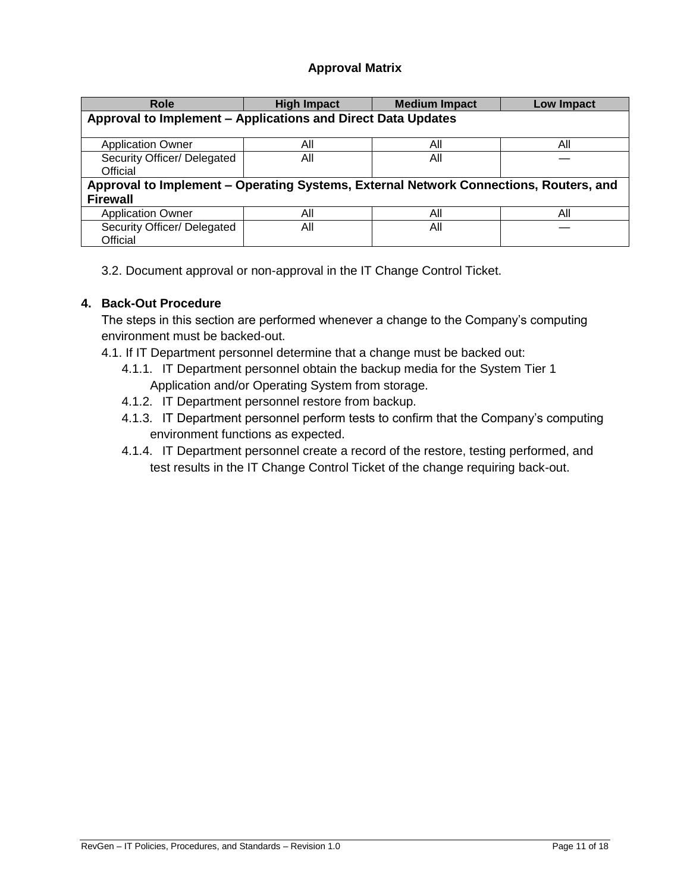**Approval Matrix**

| Role | High Impact | Medium Impact | Low Impact |
|---|---|---|---|
| **Approval to Implement – Applications and Direct Data Updates** | | | |
| Application Owner | All | All | All |
| Security Officer/ Delegated Official | All | All | — |
| **Approval to Implement – Operating Systems, External Network Connections, Routers, and Firewall** | | | |
| Application Owner | All | All | All |
| Security Officer/ Delegated Official | All | All | — |

3.2. Document approval or non-approval in the IT Change Control Ticket.

**4. Back-Out Procedure**

The steps in this section are performed whenever a change to the Company's computing environment must be backed-out.

4.1. If IT Department personnel determine that a change must be backed out:

- 4.1.1. IT Department personnel obtain the backup media for the System Tier 1 Application and/or Operating System from storage.
- 4.1.2. IT Department personnel restore from backup.
- 4.1.3. IT Department personnel perform tests to confirm that the Company's computing environment functions as expected.
- 4.1.4. IT Department personnel create a record of the restore, testing performed, and test results in the IT Change Control Ticket of the change requiring back-out.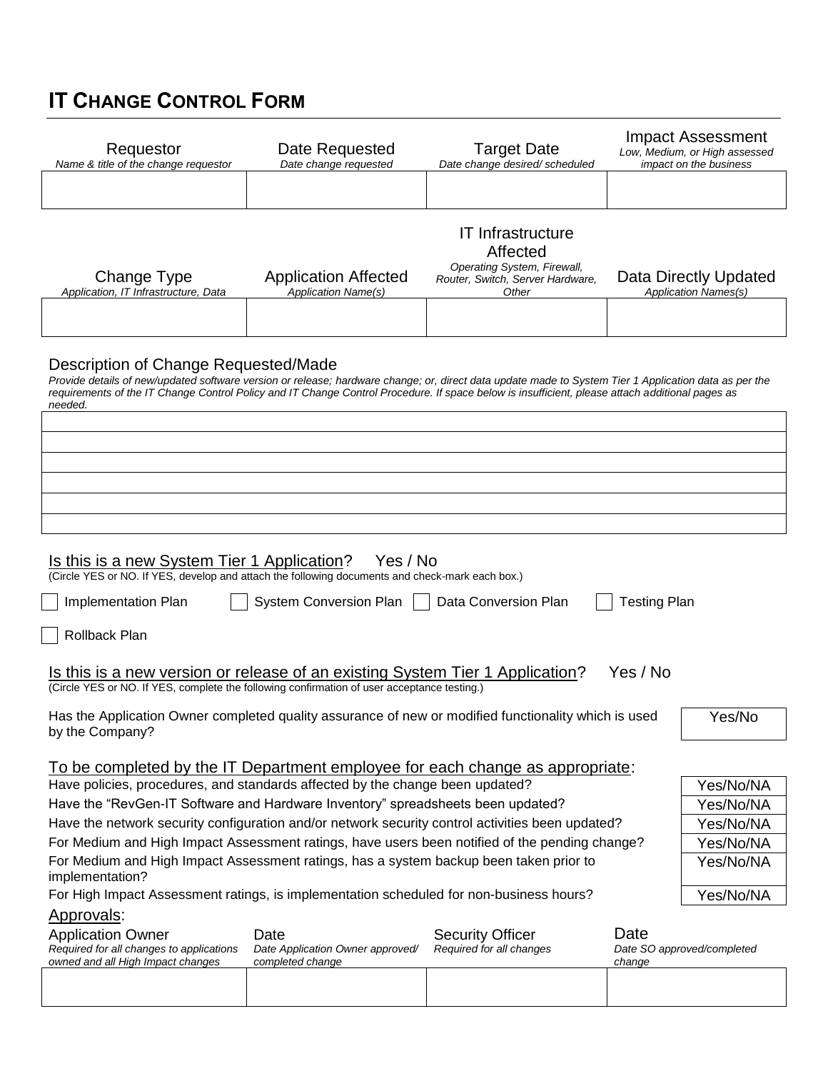# IT Change Control Form

| Requestor<br>*Name & title of the change requestor* | Date Requested<br>*Date change requested* | Target Date<br>*Date change desired/ scheduled* | Impact Assessment<br>*Low, Medium, or High assessed impact on the business* |
|---|---|---|---|
| | | | |

| Change Type<br>*Application, IT Infrastructure, Data* | Application Affected<br>*Application Name(s)* | IT Infrastructure Affected<br>*Operating System, Firewall, Router, Switch, Server Hardware, Other* | Data Directly Updated<br>*Application Names(s)* |
|---|---|---|---|
| | | | |

Description of Change Requested/Made

*Provide details of new/updated software version or release; hardware change; or, direct data update made to System Tier 1 Application data as per the requirements of the IT Change Control Policy and IT Change Control Procedure. If space below is insufficient, please attach additional pages as needed.*

| |
|---|
| |
| |
| |
| |
| |
| |

Is this is a new System Tier 1 Application? Yes / No

(Circle YES or NO. If YES, develop and attach the following documents and check-mark each box.)

- ☐ Implementation Plan
- ☐ System Conversion Plan
- ☐ Data Conversion Plan
- ☐ Testing Plan
- ☐ Rollback Plan

Is this is a new version or release of an existing System Tier 1 Application? Yes / No

(Circle YES or NO. If YES, complete the following confirmation of user acceptance testing.)

| | |
|---|---|
| Has the Application Owner completed quality assurance of new or modified functionality which is used by the Company? | Yes/No |

To be completed by the IT Department employee for each change as appropriate:

| | |
|---|---|
| Have policies, procedures, and standards affected by the change been updated? | Yes/No/NA |
| Have the "RevGen-IT Software and Hardware Inventory" spreadsheets been updated? | Yes/No/NA |
| Have the network security configuration and/or network security control activities been updated? | Yes/No/NA |
| For Medium and High Impact Assessment ratings, have users been notified of the pending change? | Yes/No/NA |
| For Medium and High Impact Assessment ratings, has a system backup been taken prior to implementation? | Yes/No/NA |
| For High Impact Assessment ratings, is implementation scheduled for non-business hours? | Yes/No/NA |

Approvals:

| Application Owner<br>*Required for all changes to applications owned and all High Impact changes* | Date<br>*Date Application Owner approved/ completed change* | Security Officer<br>*Required for all changes* | Date<br>*Date SO approved/completed change* |
|---|---|---|---|
| | | | |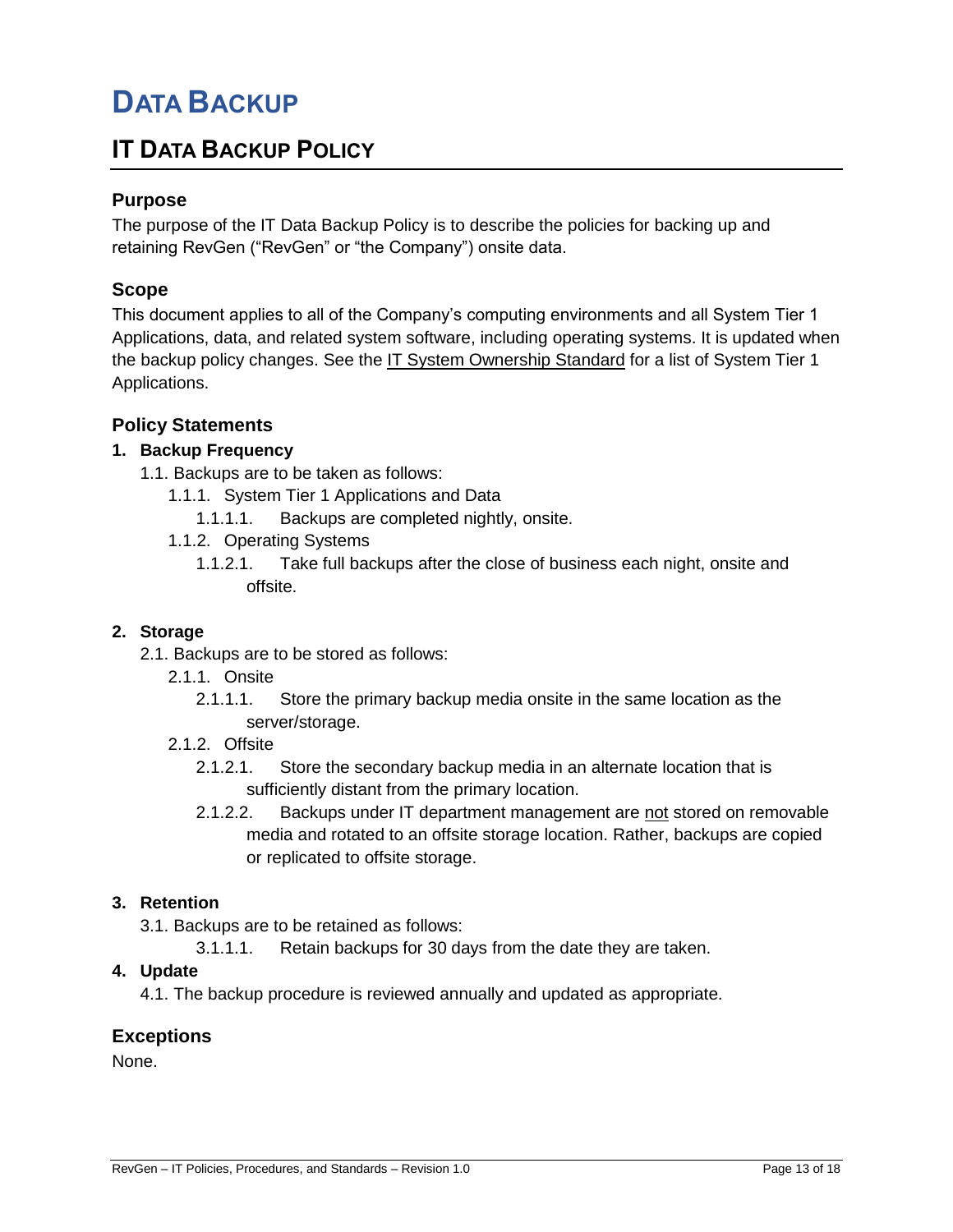# Data Backup

## IT Data Backup Policy

### Purpose

The purpose of the IT Data Backup Policy is to describe the policies for backing up and retaining RevGen ("RevGen" or "the Company") onsite data.

### Scope

This document applies to all of the Company's computing environments and all System Tier 1 Applications, data, and related system software, including operating systems. It is updated when the backup policy changes. See the IT System Ownership Standard for a list of System Tier 1 Applications.

### Policy Statements

**1. Backup Frequency**

1.1. Backups are to be taken as follows:

1.1.1. System Tier 1 Applications and Data

1.1.1.1. Backups are completed nightly, onsite.

1.1.2. Operating Systems

1.1.2.1. Take full backups after the close of business each night, onsite and offsite.

**2. Storage**

2.1. Backups are to be stored as follows:

2.1.1. Onsite

2.1.1.1. Store the primary backup media onsite in the same location as the server/storage.

2.1.2. Offsite

2.1.2.1. Store the secondary backup media in an alternate location that is sufficiently distant from the primary location.

2.1.2.2. Backups under IT department management are not stored on removable media and rotated to an offsite storage location. Rather, backups are copied or replicated to offsite storage.

**3. Retention**

3.1. Backups are to be retained as follows:

3.1.1.1. Retain backups for 30 days from the date they are taken.

**4. Update**

4.1. The backup procedure is reviewed annually and updated as appropriate.

### Exceptions

None.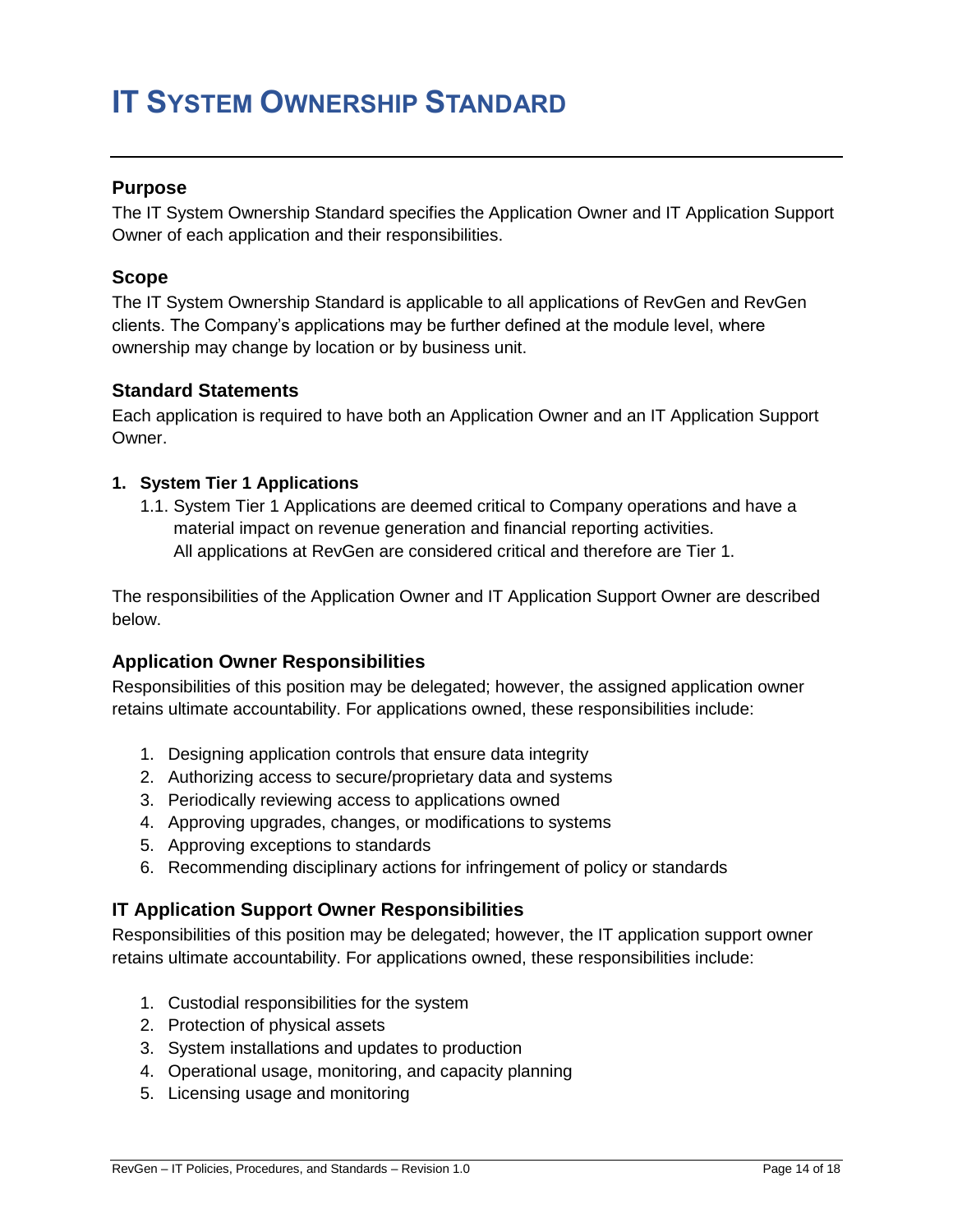# IT System Ownership Standard

## Purpose

The IT System Ownership Standard specifies the Application Owner and IT Application Support Owner of each application and their responsibilities.

## Scope

The IT System Ownership Standard is applicable to all applications of RevGen and RevGen clients. The Company's applications may be further defined at the module level, where ownership may change by location or by business unit.

## Standard Statements

Each application is required to have both an Application Owner and an IT Application Support Owner.

**1. System Tier 1 Applications**

1.1. System Tier 1 Applications are deemed critical to Company operations and have a material impact on revenue generation and financial reporting activities. All applications at RevGen are considered critical and therefore are Tier 1.

The responsibilities of the Application Owner and IT Application Support Owner are described below.

## Application Owner Responsibilities

Responsibilities of this position may be delegated; however, the assigned application owner retains ultimate accountability. For applications owned, these responsibilities include:

1. Designing application controls that ensure data integrity
2. Authorizing access to secure/proprietary data and systems
3. Periodically reviewing access to applications owned
4. Approving upgrades, changes, or modifications to systems
5. Approving exceptions to standards
6. Recommending disciplinary actions for infringement of policy or standards

## IT Application Support Owner Responsibilities

Responsibilities of this position may be delegated; however, the IT application support owner retains ultimate accountability. For applications owned, these responsibilities include:

1. Custodial responsibilities for the system
2. Protection of physical assets
3. System installations and updates to production
4. Operational usage, monitoring, and capacity planning
5. Licensing usage and monitoring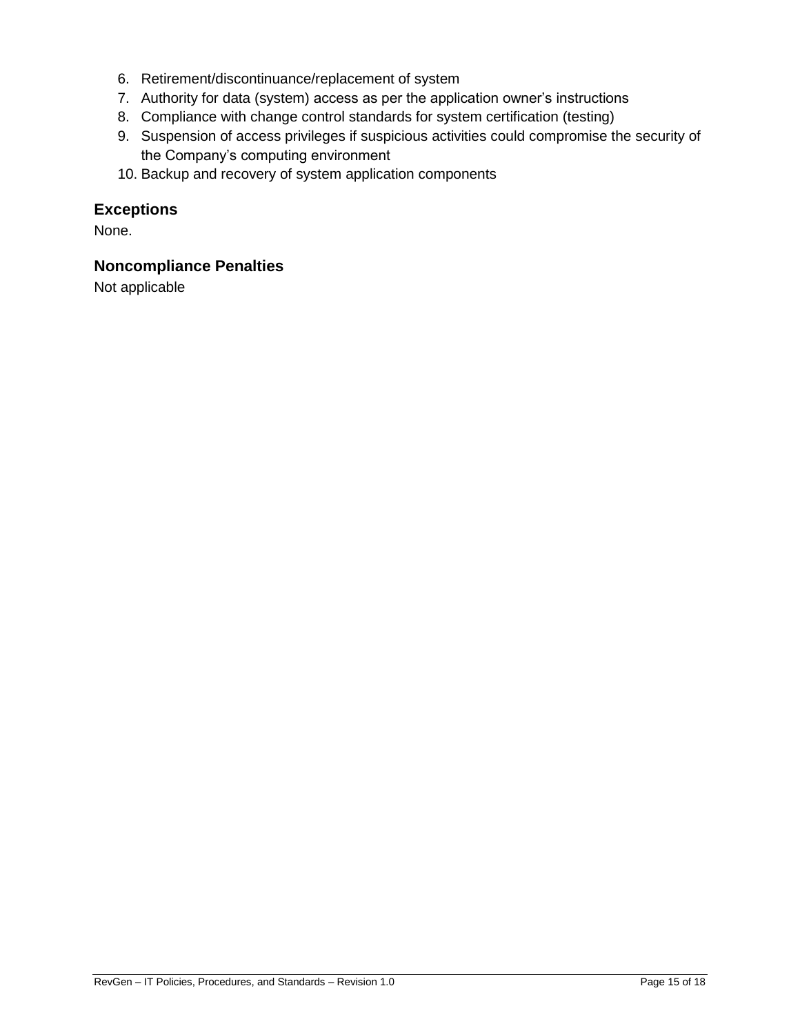6. Retirement/discontinuance/replacement of system
7. Authority for data (system) access as per the application owner's instructions
8. Compliance with change control standards for system certification (testing)
9. Suspension of access privileges if suspicious activities could compromise the security of the Company's computing environment
10. Backup and recovery of system application components

### Exceptions

None.

### Noncompliance Penalties

Not applicable